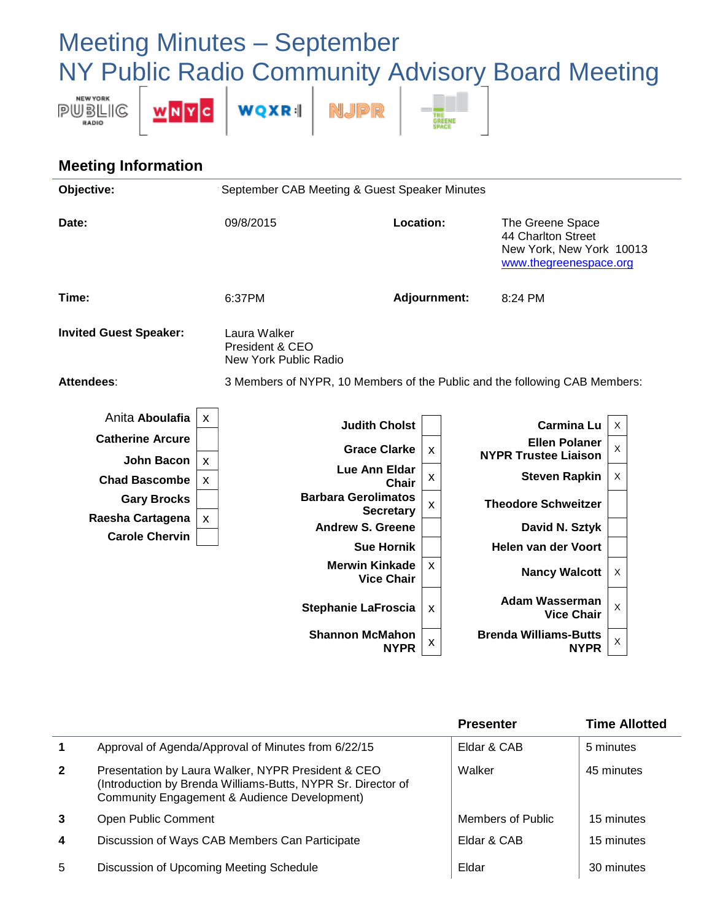# Meeting Minutes – September
# NY Public Radio Community Advisory Board Meeting

## Meeting Information

| | | | |
|---|---|---|---|
| **Objective:** | September CAB Meeting & Guest Speaker Minutes | | |
| **Date:** | 09/8/2015 | **Location:** | The Greene Space<br>44 Charlton Street<br>New York, New York 10013<br>www.thegreenespace.org |
| **Time:** | 6:37PM | **Adjournment:** | 8:24 PM |
| **Invited Guest Speaker:** | Laura Walker<br>President & CEO<br>New York Public Radio | | |
| **Attendees:** | 3 Members of NYPR, 10 Members of the Public and the following CAB Members: | | |

| Member | Present |
|---|---|
| Anita **Aboulafia** | x |
| **Catherine Arcure** | |
| **John Bacon** | x |
| **Chad Bascombe** | x |
| **Gary Brocks** | |
| **Raesha Cartagena** | x |
| **Carole Chervin** | |
| **Judith Cholst** | |
| **Grace Clarke** | x |
| **Lue Ann Eldar**, Chair | x |
| **Barbara Gerolimatos**, Secretary | x |
| **Andrew S. Greene** | |
| **Sue Hornik** | |
| **Merwin Kinkade**, Vice Chair | x |
| **Stephanie LaFroscia** | x |
| **Shannon McMahon**, NYPR | x |
| **Carmina Lu** | x |
| **Ellen Polaner**, NYPR Trustee Liaison | x |
| **Steven Rapkin** | x |
| **Theodore Schweitzer** | |
| **David N. Sztyk** | |
| **Helen van der Voort** | |
| **Nancy Walcott** | x |
| **Adam Wasserman**, Vice Chair | x |
| **Brenda Williams-Butts**, NYPR | x |

| | | Presenter | Time Allotted |
|---|---|---|---|
| **1** | Approval of Agenda/Approval of Minutes from 6/22/15 | Eldar & CAB | 5 minutes |
| **2** | Presentation by Laura Walker, NYPR President & CEO (Introduction by Brenda Williams-Butts, NYPR Sr. Director of Community Engagement & Audience Development) | Walker | 45 minutes |
| **3** | Open Public Comment | Members of Public | 15 minutes |
| **4** | Discussion of Ways CAB Members Can Participate | Eldar & CAB | 15 minutes |
| 5 | Discussion of Upcoming Meeting Schedule | Eldar | 30 minutes |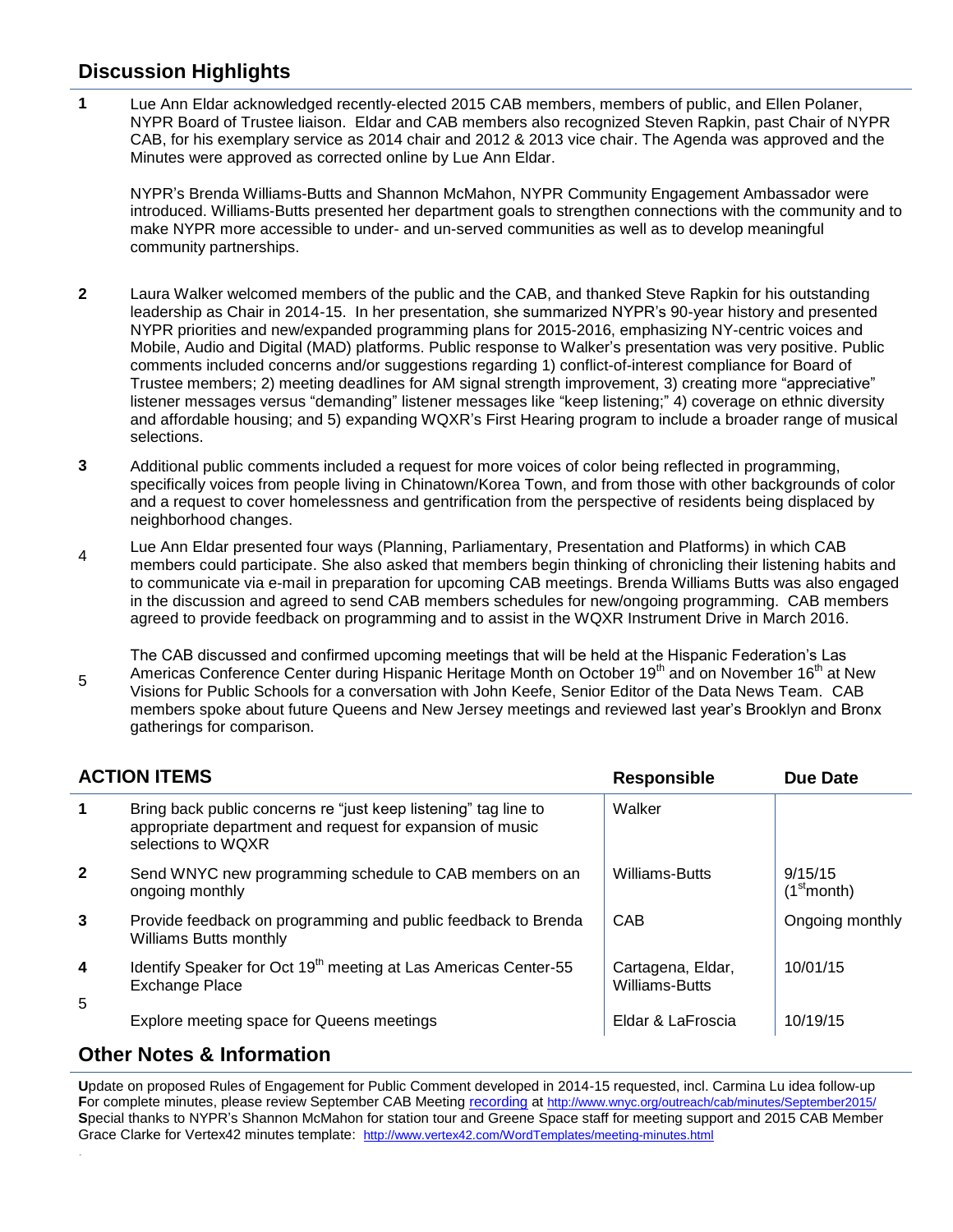## Discussion Highlights

| | |
|---|---|
| **1** | Lue Ann Eldar acknowledged recently-elected 2015 CAB members, members of public, and Ellen Polaner, NYPR Board of Trustee liaison. Eldar and CAB members also recognized Steven Rapkin, past Chair of NYPR CAB, for his exemplary service as 2014 chair and 2012 & 2013 vice chair. The Agenda was approved and the Minutes were approved as corrected online by Lue Ann Eldar.<br><br>NYPR's Brenda Williams-Butts and Shannon McMahon, NYPR Community Engagement Ambassador were introduced. Williams-Butts presented her department goals to strengthen connections with the community and to make NYPR more accessible to under- and un-served communities as well as to develop meaningful community partnerships. |
| **2** | Laura Walker welcomed members of the public and the CAB, and thanked Steve Rapkin for his outstanding leadership as Chair in 2014-15. In her presentation, she summarized NYPR's 90-year history and presented NYPR priorities and new/expanded programming plans for 2015-2016, emphasizing NY-centric voices and Mobile, Audio and Digital (MAD) platforms. Public response to Walker's presentation was very positive. Public comments included concerns and/or suggestions regarding 1) conflict-of-interest compliance for Board of Trustee members; 2) meeting deadlines for AM signal strength improvement, 3) creating more "appreciative" listener messages versus "demanding" listener messages like "keep listening;" 4) coverage on ethnic diversity and affordable housing; and 5) expanding WQXR's First Hearing program to include a broader range of musical selections. |
| **3** | Additional public comments included a request for more voices of color being reflected in programming, specifically voices from people living in Chinatown/Korea Town, and from those with other backgrounds of color and a request to cover homelessness and gentrification from the perspective of residents being displaced by neighborhood changes. |
| 4 | Lue Ann Eldar presented four ways (Planning, Parliamentary, Presentation and Platforms) in which CAB members could participate. She also asked that members begin thinking of chronicling their listening habits and to communicate via e-mail in preparation for upcoming CAB meetings. Brenda Williams Butts was also engaged in the discussion and agreed to send CAB members schedules for new/ongoing programming. CAB members agreed to provide feedback on programming and to assist in the WQXR Instrument Drive in March 2016. |
| 5 | The CAB discussed and confirmed upcoming meetings that will be held at the Hispanic Federation's Las Americas Conference Center during Hispanic Heritage Month on October 19th and on November 16th at New Visions for Public Schools for a conversation with John Keefe, Senior Editor of the Data News Team. CAB members spoke about future Queens and New Jersey meetings and reviewed last year's Brooklyn and Bronx gatherings for comparison. |

## ACTION ITEMS

| | | Responsible | Due Date |
|---|---|---|---|
| **1** | Bring back public concerns re "just keep listening" tag line to appropriate department and request for expansion of music selections to WQXR | Walker | |
| **2** | Send WNYC new programming schedule to CAB members on an ongoing monthly | Williams-Butts | 9/15/15 (1st month) |
| **3** | Provide feedback on programming and public feedback to Brenda Williams Butts monthly | CAB | Ongoing monthly |
| **4** | Identify Speaker for Oct 19th meeting at Las Americas Center-55 Exchange Place | Cartagena, Eldar, Williams-Butts | 10/01/15 |
| 5 | Explore meeting space for Queens meetings | Eldar & LaFroscia | 10/19/15 |

## Other Notes & Information

**U**pdate on proposed Rules of Engagement for Public Comment developed in 2014-15 requested, incl. Carmina Lu idea follow-up
**F**or complete minutes, please review September CAB Meeting recording at http://www.wnyc.org/outreach/cab/minutes/September2015/
**S**pecial thanks to NYPR's Shannon McMahon for station tour and Greene Space staff for meeting support and 2015 CAB Member Grace Clarke for Vertex42 minutes template: http://www.vertex42.com/WordTemplates/meeting-minutes.html